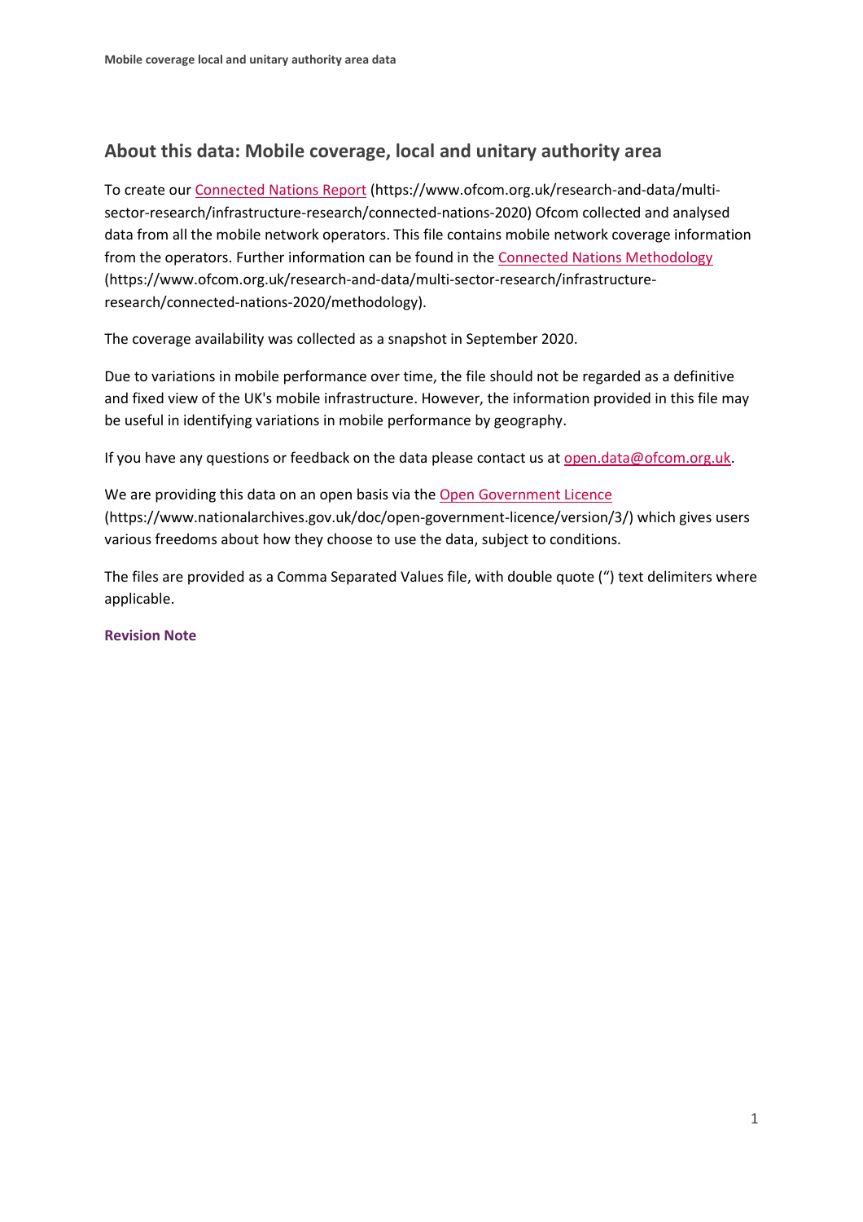## About this data: Mobile coverage, local and unitary authority area

To create our Connected Nations Report (https://www.ofcom.org.uk/research-and-data/multi-sector-research/infrastructure-research/connected-nations-2020) Ofcom collected and analysed data from all the mobile network operators. This file contains mobile network coverage information from the operators. Further information can be found in the Connected Nations Methodology (https://www.ofcom.org.uk/research-and-data/multi-sector-research/infrastructure-research/connected-nations-2020/methodology).

The coverage availability was collected as a snapshot in September 2020.

Due to variations in mobile performance over time, the file should not be regarded as a definitive and fixed view of the UK's mobile infrastructure. However, the information provided in this file may be useful in identifying variations in mobile performance by geography.

If you have any questions or feedback on the data please contact us at open.data@ofcom.org.uk.

We are providing this data on an open basis via the Open Government Licence (https://www.nationalarchives.gov.uk/doc/open-government-licence/version/3/) which gives users various freedoms about how they choose to use the data, subject to conditions.

The files are provided as a Comma Separated Values file, with double quote (") text delimiters where applicable.

**Revision Note**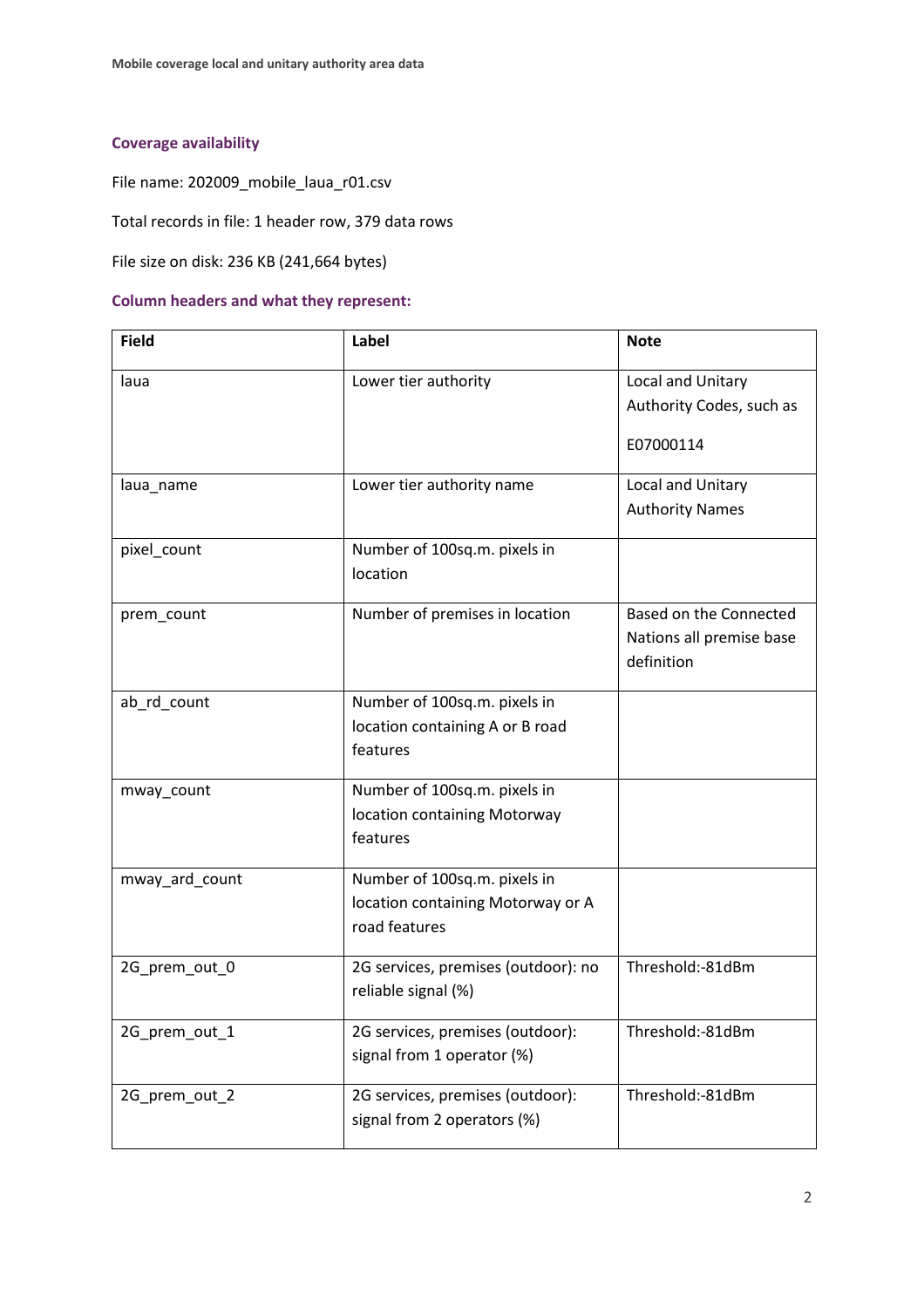### Coverage availability

File name: 202009_mobile_laua_r01.csv

Total records in file: 1 header row, 379 data rows

File size on disk: 236 KB (241,664 bytes)

### Column headers and what they represent:

| Field | Label | Note |
|---|---|---|
| laua | Lower tier authority | Local and Unitary Authority Codes, such as E07000114 |
| laua_name | Lower tier authority name | Local and Unitary Authority Names |
| pixel_count | Number of 100sq.m. pixels in location | |
| prem_count | Number of premises in location | Based on the Connected Nations all premise base definition |
| ab_rd_count | Number of 100sq.m. pixels in location containing A or B road features | |
| mway_count | Number of 100sq.m. pixels in location containing Motorway features | |
| mway_ard_count | Number of 100sq.m. pixels in location containing Motorway or A road features | |
| 2G_prem_out_0 | 2G services, premises (outdoor): no reliable signal (%) | Threshold:-81dBm |
| 2G_prem_out_1 | 2G services, premises (outdoor): signal from 1 operator (%) | Threshold:-81dBm |
| 2G_prem_out_2 | 2G services, premises (outdoor): signal from 2 operators (%) | Threshold:-81dBm |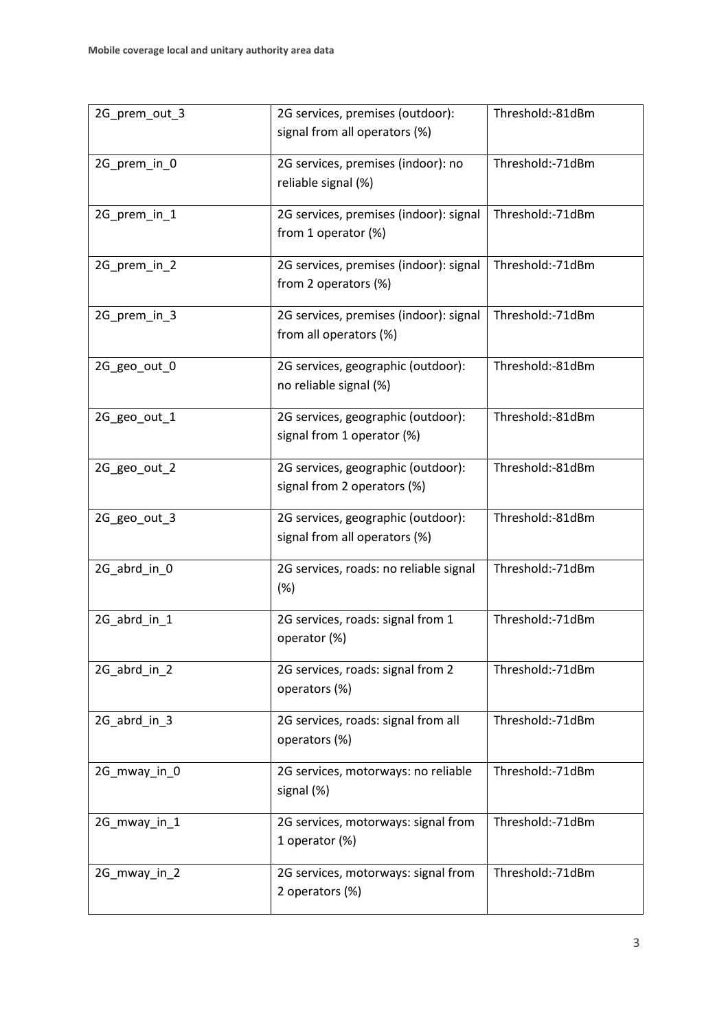| 2G_prem_out_3 | 2G services, premises (outdoor): signal from all operators (%) | Threshold:-81dBm |
|---|---|---|
| 2G_prem_in_0 | 2G services, premises (indoor): no reliable signal (%) | Threshold:-71dBm |
| 2G_prem_in_1 | 2G services, premises (indoor): signal from 1 operator (%) | Threshold:-71dBm |
| 2G_prem_in_2 | 2G services, premises (indoor): signal from 2 operators (%) | Threshold:-71dBm |
| 2G_prem_in_3 | 2G services, premises (indoor): signal from all operators (%) | Threshold:-71dBm |
| 2G_geo_out_0 | 2G services, geographic (outdoor): no reliable signal (%) | Threshold:-81dBm |
| 2G_geo_out_1 | 2G services, geographic (outdoor): signal from 1 operator (%) | Threshold:-81dBm |
| 2G_geo_out_2 | 2G services, geographic (outdoor): signal from 2 operators (%) | Threshold:-81dBm |
| 2G_geo_out_3 | 2G services, geographic (outdoor): signal from all operators (%) | Threshold:-81dBm |
| 2G_abrd_in_0 | 2G services, roads: no reliable signal (%) | Threshold:-71dBm |
| 2G_abrd_in_1 | 2G services, roads: signal from 1 operator (%) | Threshold:-71dBm |
| 2G_abrd_in_2 | 2G services, roads: signal from 2 operators (%) | Threshold:-71dBm |
| 2G_abrd_in_3 | 2G services, roads: signal from all operators (%) | Threshold:-71dBm |
| 2G_mway_in_0 | 2G services, motorways: no reliable signal (%) | Threshold:-71dBm |
| 2G_mway_in_1 | 2G services, motorways: signal from 1 operator (%) | Threshold:-71dBm |
| 2G_mway_in_2 | 2G services, motorways: signal from 2 operators (%) | Threshold:-71dBm |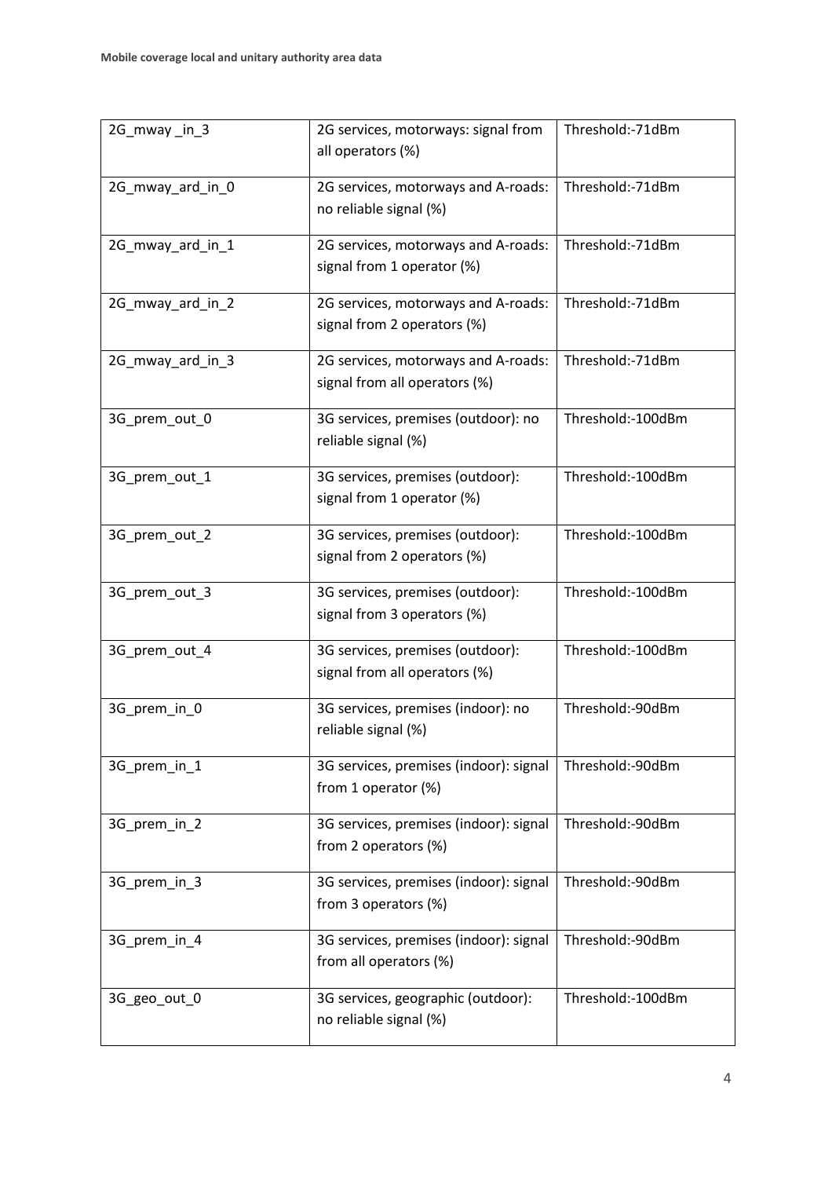| 2G_mway _in_3 | 2G services, motorways: signal from all operators (%) | Threshold:-71dBm |
|---|---|---|
| 2G_mway_ard_in_0 | 2G services, motorways and A-roads: no reliable signal (%) | Threshold:-71dBm |
| 2G_mway_ard_in_1 | 2G services, motorways and A-roads: signal from 1 operator (%) | Threshold:-71dBm |
| 2G_mway_ard_in_2 | 2G services, motorways and A-roads: signal from 2 operators (%) | Threshold:-71dBm |
| 2G_mway_ard_in_3 | 2G services, motorways and A-roads: signal from all operators (%) | Threshold:-71dBm |
| 3G_prem_out_0 | 3G services, premises (outdoor): no reliable signal (%) | Threshold:-100dBm |
| 3G_prem_out_1 | 3G services, premises (outdoor): signal from 1 operator (%) | Threshold:-100dBm |
| 3G_prem_out_2 | 3G services, premises (outdoor): signal from 2 operators (%) | Threshold:-100dBm |
| 3G_prem_out_3 | 3G services, premises (outdoor): signal from 3 operators (%) | Threshold:-100dBm |
| 3G_prem_out_4 | 3G services, premises (outdoor): signal from all operators (%) | Threshold:-100dBm |
| 3G_prem_in_0 | 3G services, premises (indoor): no reliable signal (%) | Threshold:-90dBm |
| 3G_prem_in_1 | 3G services, premises (indoor): signal from 1 operator (%) | Threshold:-90dBm |
| 3G_prem_in_2 | 3G services, premises (indoor): signal from 2 operators (%) | Threshold:-90dBm |
| 3G_prem_in_3 | 3G services, premises (indoor): signal from 3 operators (%) | Threshold:-90dBm |
| 3G_prem_in_4 | 3G services, premises (indoor): signal from all operators (%) | Threshold:-90dBm |
| 3G_geo_out_0 | 3G services, geographic (outdoor): no reliable signal (%) | Threshold:-100dBm |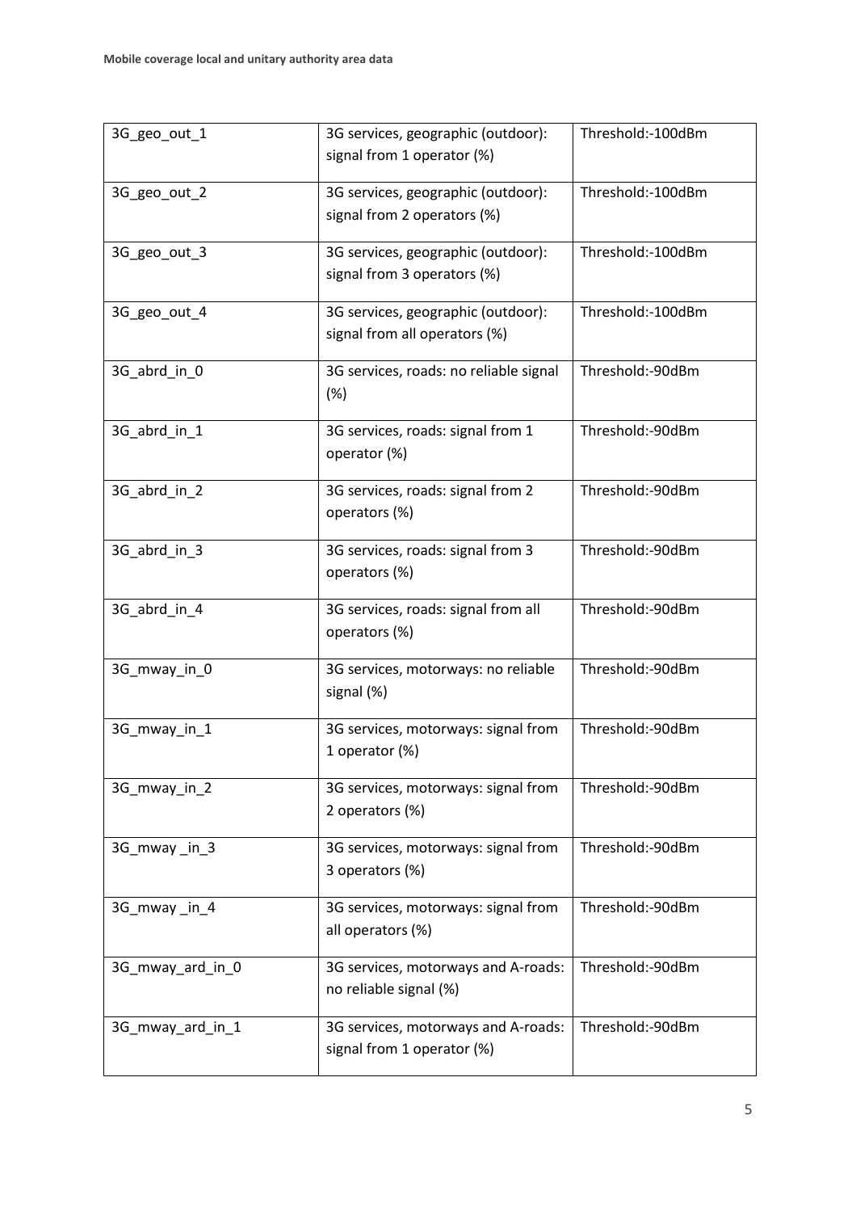| 3G_geo_out_1 | 3G services, geographic (outdoor): signal from 1 operator (%) | Threshold:-100dBm |
|---|---|---|
| 3G_geo_out_2 | 3G services, geographic (outdoor): signal from 2 operators (%) | Threshold:-100dBm |
| 3G_geo_out_3 | 3G services, geographic (outdoor): signal from 3 operators (%) | Threshold:-100dBm |
| 3G_geo_out_4 | 3G services, geographic (outdoor): signal from all operators (%) | Threshold:-100dBm |
| 3G_abrd_in_0 | 3G services, roads: no reliable signal (%) | Threshold:-90dBm |
| 3G_abrd_in_1 | 3G services, roads: signal from 1 operator (%) | Threshold:-90dBm |
| 3G_abrd_in_2 | 3G services, roads: signal from 2 operators (%) | Threshold:-90dBm |
| 3G_abrd_in_3 | 3G services, roads: signal from 3 operators (%) | Threshold:-90dBm |
| 3G_abrd_in_4 | 3G services, roads: signal from all operators (%) | Threshold:-90dBm |
| 3G_mway_in_0 | 3G services, motorways: no reliable signal (%) | Threshold:-90dBm |
| 3G_mway_in_1 | 3G services, motorways: signal from 1 operator (%) | Threshold:-90dBm |
| 3G_mway_in_2 | 3G services, motorways: signal from 2 operators (%) | Threshold:-90dBm |
| 3G_mway _in_3 | 3G services, motorways: signal from 3 operators (%) | Threshold:-90dBm |
| 3G_mway _in_4 | 3G services, motorways: signal from all operators (%) | Threshold:-90dBm |
| 3G_mway_ard_in_0 | 3G services, motorways and A-roads: no reliable signal (%) | Threshold:-90dBm |
| 3G_mway_ard_in_1 | 3G services, motorways and A-roads: signal from 1 operator (%) | Threshold:-90dBm |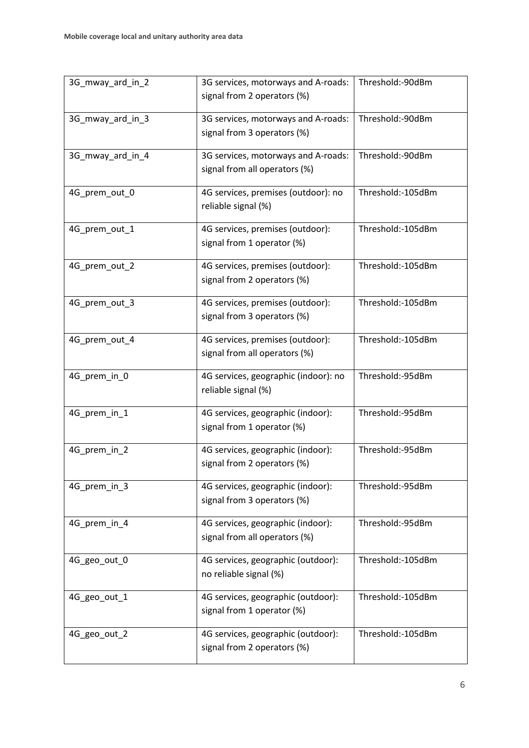| 3G_mway_ard_in_2 | 3G services, motorways and A-roads: signal from 2 operators (%) | Threshold:-90dBm |
|---|---|---|
| 3G_mway_ard_in_3 | 3G services, motorways and A-roads: signal from 3 operators (%) | Threshold:-90dBm |
| 3G_mway_ard_in_4 | 3G services, motorways and A-roads: signal from all operators (%) | Threshold:-90dBm |
| 4G_prem_out_0 | 4G services, premises (outdoor): no reliable signal (%) | Threshold:-105dBm |
| 4G_prem_out_1 | 4G services, premises (outdoor): signal from 1 operator (%) | Threshold:-105dBm |
| 4G_prem_out_2 | 4G services, premises (outdoor): signal from 2 operators (%) | Threshold:-105dBm |
| 4G_prem_out_3 | 4G services, premises (outdoor): signal from 3 operators (%) | Threshold:-105dBm |
| 4G_prem_out_4 | 4G services, premises (outdoor): signal from all operators (%) | Threshold:-105dBm |
| 4G_prem_in_0 | 4G services, geographic (indoor): no reliable signal (%) | Threshold:-95dBm |
| 4G_prem_in_1 | 4G services, geographic (indoor): signal from 1 operator (%) | Threshold:-95dBm |
| 4G_prem_in_2 | 4G services, geographic (indoor): signal from 2 operators (%) | Threshold:-95dBm |
| 4G_prem_in_3 | 4G services, geographic (indoor): signal from 3 operators (%) | Threshold:-95dBm |
| 4G_prem_in_4 | 4G services, geographic (indoor): signal from all operators (%) | Threshold:-95dBm |
| 4G_geo_out_0 | 4G services, geographic (outdoor): no reliable signal (%) | Threshold:-105dBm |
| 4G_geo_out_1 | 4G services, geographic (outdoor): signal from 1 operator (%) | Threshold:-105dBm |
| 4G_geo_out_2 | 4G services, geographic (outdoor): signal from 2 operators (%) | Threshold:-105dBm |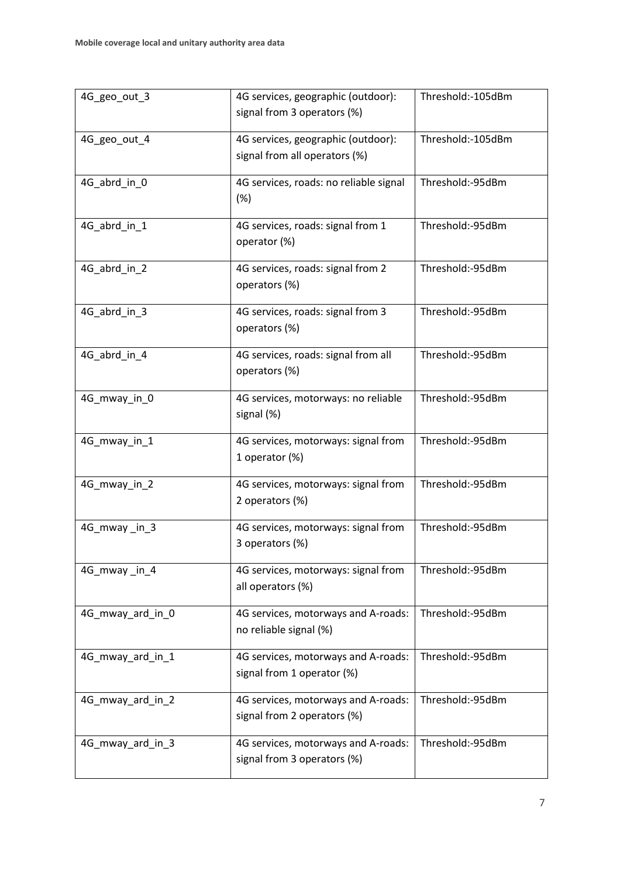| 4G_geo_out_3 | 4G services, geographic (outdoor): signal from 3 operators (%) | Threshold:-105dBm |
|---|---|---|
| 4G_geo_out_4 | 4G services, geographic (outdoor): signal from all operators (%) | Threshold:-105dBm |
| 4G_abrd_in_0 | 4G services, roads: no reliable signal (%) | Threshold:-95dBm |
| 4G_abrd_in_1 | 4G services, roads: signal from 1 operator (%) | Threshold:-95dBm |
| 4G_abrd_in_2 | 4G services, roads: signal from 2 operators (%) | Threshold:-95dBm |
| 4G_abrd_in_3 | 4G services, roads: signal from 3 operators (%) | Threshold:-95dBm |
| 4G_abrd_in_4 | 4G services, roads: signal from all operators (%) | Threshold:-95dBm |
| 4G_mway_in_0 | 4G services, motorways: no reliable signal (%) | Threshold:-95dBm |
| 4G_mway_in_1 | 4G services, motorways: signal from 1 operator (%) | Threshold:-95dBm |
| 4G_mway_in_2 | 4G services, motorways: signal from 2 operators (%) | Threshold:-95dBm |
| 4G_mway _in_3 | 4G services, motorways: signal from 3 operators (%) | Threshold:-95dBm |
| 4G_mway _in_4 | 4G services, motorways: signal from all operators (%) | Threshold:-95dBm |
| 4G_mway_ard_in_0 | 4G services, motorways and A-roads: no reliable signal (%) | Threshold:-95dBm |
| 4G_mway_ard_in_1 | 4G services, motorways and A-roads: signal from 1 operator (%) | Threshold:-95dBm |
| 4G_mway_ard_in_2 | 4G services, motorways and A-roads: signal from 2 operators (%) | Threshold:-95dBm |
| 4G_mway_ard_in_3 | 4G services, motorways and A-roads: signal from 3 operators (%) | Threshold:-95dBm |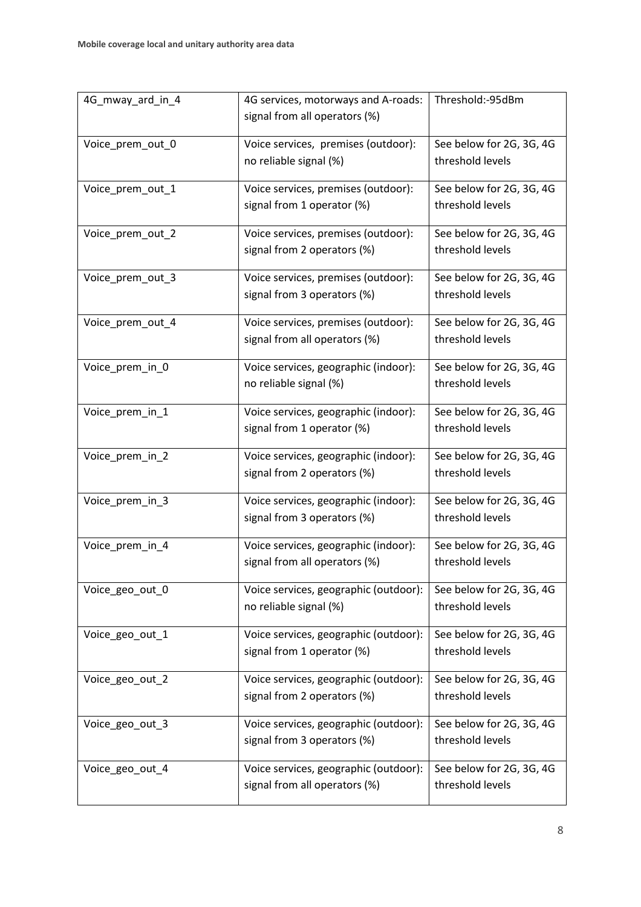| 4G_mway_ard_in_4 | 4G services, motorways and A-roads: signal from all operators (%) | Threshold:-95dBm |
|---|---|---|
| Voice_prem_out_0 | Voice services,  premises (outdoor): no reliable signal (%) | See below for 2G, 3G, 4G threshold levels |
| Voice_prem_out_1 | Voice services, premises (outdoor): signal from 1 operator (%) | See below for 2G, 3G, 4G threshold levels |
| Voice_prem_out_2 | Voice services, premises (outdoor): signal from 2 operators (%) | See below for 2G, 3G, 4G threshold levels |
| Voice_prem_out_3 | Voice services, premises (outdoor): signal from 3 operators (%) | See below for 2G, 3G, 4G threshold levels |
| Voice_prem_out_4 | Voice services, premises (outdoor): signal from all operators (%) | See below for 2G, 3G, 4G threshold levels |
| Voice_prem_in_0 | Voice services, geographic (indoor): no reliable signal (%) | See below for 2G, 3G, 4G threshold levels |
| Voice_prem_in_1 | Voice services, geographic (indoor): signal from 1 operator (%) | See below for 2G, 3G, 4G threshold levels |
| Voice_prem_in_2 | Voice services, geographic (indoor): signal from 2 operators (%) | See below for 2G, 3G, 4G threshold levels |
| Voice_prem_in_3 | Voice services, geographic (indoor): signal from 3 operators (%) | See below for 2G, 3G, 4G threshold levels |
| Voice_prem_in_4 | Voice services, geographic (indoor): signal from all operators (%) | See below for 2G, 3G, 4G threshold levels |
| Voice_geo_out_0 | Voice services, geographic (outdoor): no reliable signal (%) | See below for 2G, 3G, 4G threshold levels |
| Voice_geo_out_1 | Voice services, geographic (outdoor): signal from 1 operator (%) | See below for 2G, 3G, 4G threshold levels |
| Voice_geo_out_2 | Voice services, geographic (outdoor): signal from 2 operators (%) | See below for 2G, 3G, 4G threshold levels |
| Voice_geo_out_3 | Voice services, geographic (outdoor): signal from 3 operators (%) | See below for 2G, 3G, 4G threshold levels |
| Voice_geo_out_4 | Voice services, geographic (outdoor): signal from all operators (%) | See below for 2G, 3G, 4G threshold levels |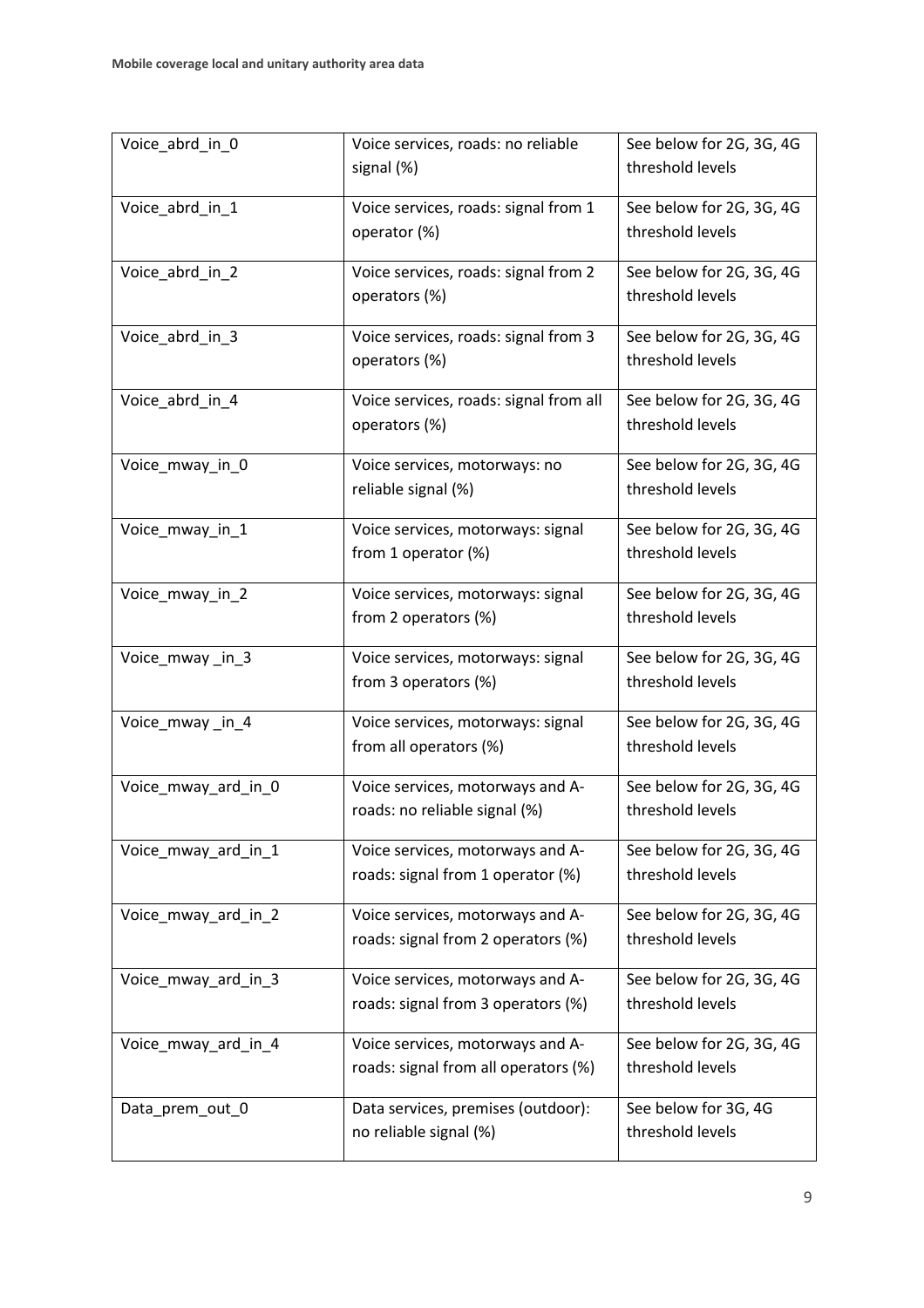| | | |
|---|---|---|
| Voice_abrd_in_0 | Voice services, roads: no reliable signal (%) | See below for 2G, 3G, 4G threshold levels |
| Voice_abrd_in_1 | Voice services, roads: signal from 1 operator (%) | See below for 2G, 3G, 4G threshold levels |
| Voice_abrd_in_2 | Voice services, roads: signal from 2 operators (%) | See below for 2G, 3G, 4G threshold levels |
| Voice_abrd_in_3 | Voice services, roads: signal from 3 operators (%) | See below for 2G, 3G, 4G threshold levels |
| Voice_abrd_in_4 | Voice services, roads: signal from all operators (%) | See below for 2G, 3G, 4G threshold levels |
| Voice_mway_in_0 | Voice services, motorways: no reliable signal (%) | See below for 2G, 3G, 4G threshold levels |
| Voice_mway_in_1 | Voice services, motorways: signal from 1 operator (%) | See below for 2G, 3G, 4G threshold levels |
| Voice_mway_in_2 | Voice services, motorways: signal from 2 operators (%) | See below for 2G, 3G, 4G threshold levels |
| Voice_mway _in_3 | Voice services, motorways: signal from 3 operators (%) | See below for 2G, 3G, 4G threshold levels |
| Voice_mway _in_4 | Voice services, motorways: signal from all operators (%) | See below for 2G, 3G, 4G threshold levels |
| Voice_mway_ard_in_0 | Voice services, motorways and A-roads: no reliable signal (%) | See below for 2G, 3G, 4G threshold levels |
| Voice_mway_ard_in_1 | Voice services, motorways and A-roads: signal from 1 operator (%) | See below for 2G, 3G, 4G threshold levels |
| Voice_mway_ard_in_2 | Voice services, motorways and A-roads: signal from 2 operators (%) | See below for 2G, 3G, 4G threshold levels |
| Voice_mway_ard_in_3 | Voice services, motorways and A-roads: signal from 3 operators (%) | See below for 2G, 3G, 4G threshold levels |
| Voice_mway_ard_in_4 | Voice services, motorways and A-roads: signal from all operators (%) | See below for 2G, 3G, 4G threshold levels |
| Data_prem_out_0 | Data services, premises (outdoor): no reliable signal (%) | See below for 3G, 4G threshold levels |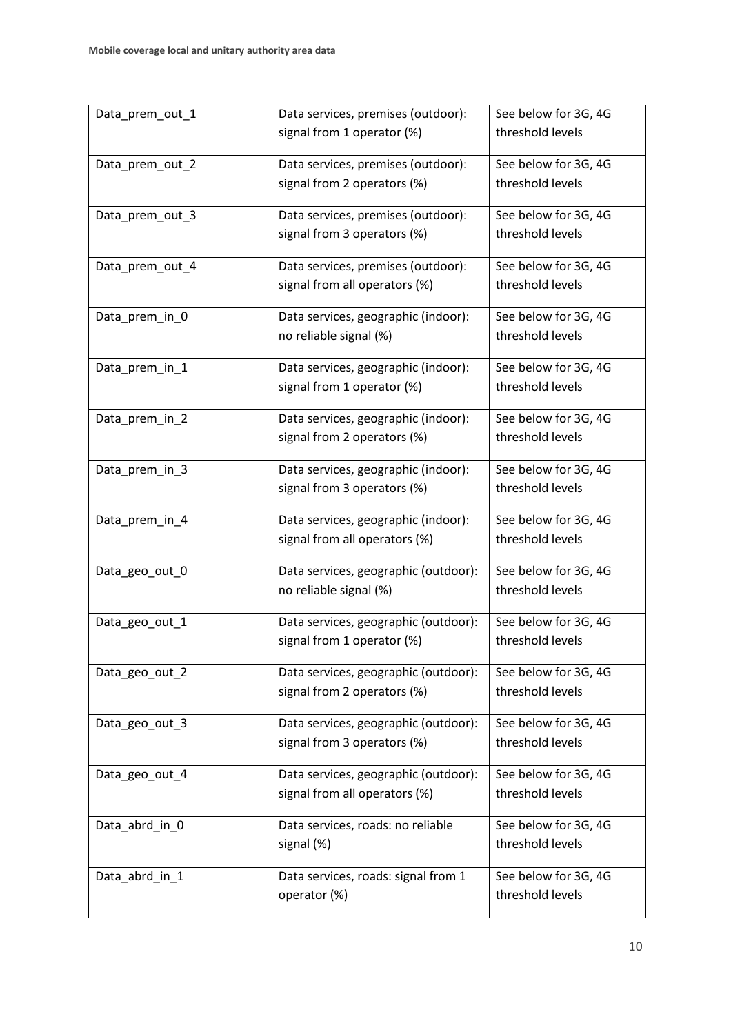| Data_prem_out_1 | Data services, premises (outdoor): signal from 1 operator (%) | See below for 3G, 4G threshold levels |
|---|---|---|
| Data_prem_out_2 | Data services, premises (outdoor): signal from 2 operators (%) | See below for 3G, 4G threshold levels |
| Data_prem_out_3 | Data services, premises (outdoor): signal from 3 operators (%) | See below for 3G, 4G threshold levels |
| Data_prem_out_4 | Data services, premises (outdoor): signal from all operators (%) | See below for 3G, 4G threshold levels |
| Data_prem_in_0 | Data services, geographic (indoor): no reliable signal (%) | See below for 3G, 4G threshold levels |
| Data_prem_in_1 | Data services, geographic (indoor): signal from 1 operator (%) | See below for 3G, 4G threshold levels |
| Data_prem_in_2 | Data services, geographic (indoor): signal from 2 operators (%) | See below for 3G, 4G threshold levels |
| Data_prem_in_3 | Data services, geographic (indoor): signal from 3 operators (%) | See below for 3G, 4G threshold levels |
| Data_prem_in_4 | Data services, geographic (indoor): signal from all operators (%) | See below for 3G, 4G threshold levels |
| Data_geo_out_0 | Data services, geographic (outdoor): no reliable signal (%) | See below for 3G, 4G threshold levels |
| Data_geo_out_1 | Data services, geographic (outdoor): signal from 1 operator (%) | See below for 3G, 4G threshold levels |
| Data_geo_out_2 | Data services, geographic (outdoor): signal from 2 operators (%) | See below for 3G, 4G threshold levels |
| Data_geo_out_3 | Data services, geographic (outdoor): signal from 3 operators (%) | See below for 3G, 4G threshold levels |
| Data_geo_out_4 | Data services, geographic (outdoor): signal from all operators (%) | See below for 3G, 4G threshold levels |
| Data_abrd_in_0 | Data services, roads: no reliable signal (%) | See below for 3G, 4G threshold levels |
| Data_abrd_in_1 | Data services, roads: signal from 1 operator (%) | See below for 3G, 4G threshold levels |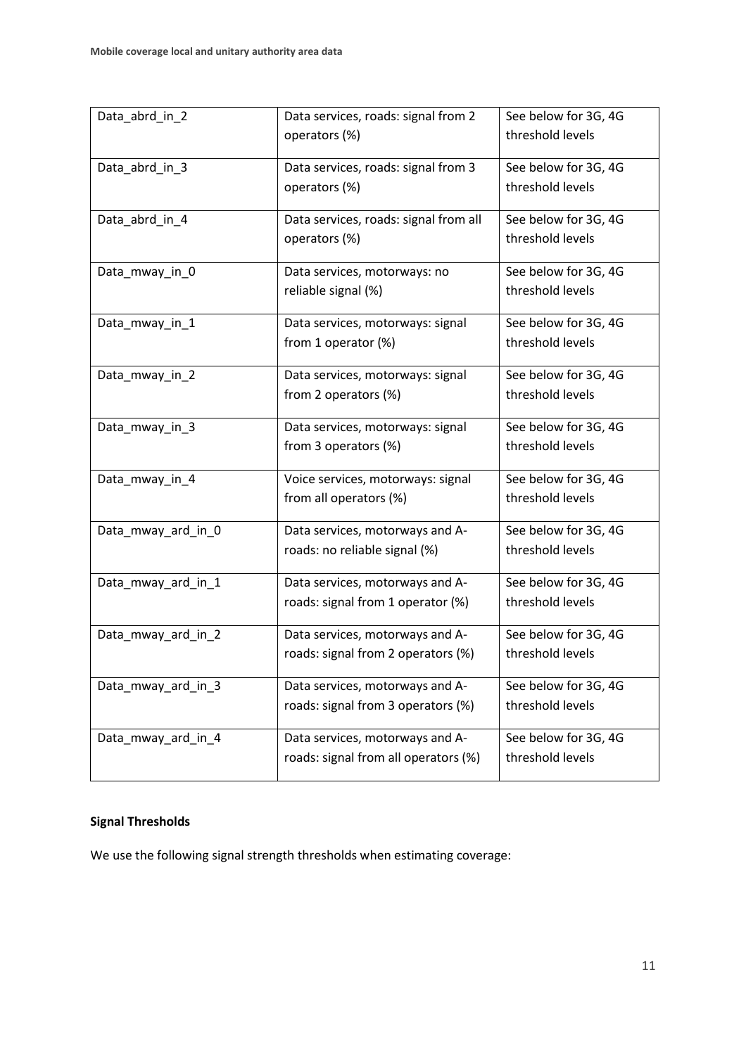| Data_abrd_in_2 | Data services, roads: signal from 2 operators (%) | See below for 3G, 4G threshold levels |
|---|---|---|
| Data_abrd_in_3 | Data services, roads: signal from 3 operators (%) | See below for 3G, 4G threshold levels |
| Data_abrd_in_4 | Data services, roads: signal from all operators (%) | See below for 3G, 4G threshold levels |
| Data_mway_in_0 | Data services, motorways: no reliable signal (%) | See below for 3G, 4G threshold levels |
| Data_mway_in_1 | Data services, motorways: signal from 1 operator (%) | See below for 3G, 4G threshold levels |
| Data_mway_in_2 | Data services, motorways: signal from 2 operators (%) | See below for 3G, 4G threshold levels |
| Data_mway_in_3 | Data services, motorways: signal from 3 operators (%) | See below for 3G, 4G threshold levels |
| Data_mway_in_4 | Voice services, motorways: signal from all operators (%) | See below for 3G, 4G threshold levels |
| Data_mway_ard_in_0 | Data services, motorways and A-roads: no reliable signal (%) | See below for 3G, 4G threshold levels |
| Data_mway_ard_in_1 | Data services, motorways and A-roads: signal from 1 operator (%) | See below for 3G, 4G threshold levels |
| Data_mway_ard_in_2 | Data services, motorways and A-roads: signal from 2 operators (%) | See below for 3G, 4G threshold levels |
| Data_mway_ard_in_3 | Data services, motorways and A-roads: signal from 3 operators (%) | See below for 3G, 4G threshold levels |
| Data_mway_ard_in_4 | Data services, motorways and A-roads: signal from all operators (%) | See below for 3G, 4G threshold levels |

**Signal Thresholds**

We use the following signal strength thresholds when estimating coverage: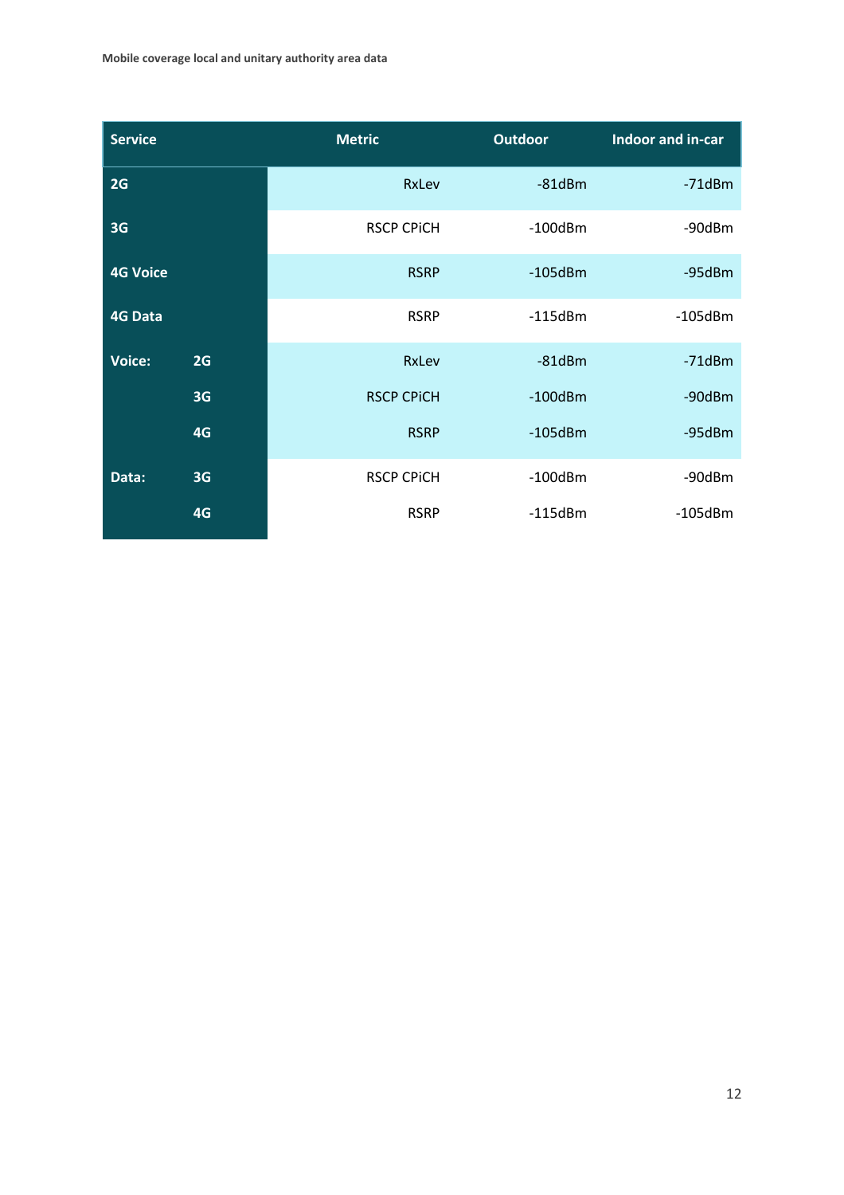| Service | | Metric | Outdoor | Indoor and in-car |
|---|---|---|---|---|
| 2G | | RxLev | -81dBm | -71dBm |
| 3G | | RSCP CPiCH | -100dBm | -90dBm |
| 4G Voice | | RSRP | -105dBm | -95dBm |
| 4G Data | | RSRP | -115dBm | -105dBm |
| Voice: | 2G | RxLev | -81dBm | -71dBm |
| | 3G | RSCP CPiCH | -100dBm | -90dBm |
| | 4G | RSRP | -105dBm | -95dBm |
| Data: | 3G | RSCP CPiCH | -100dBm | -90dBm |
| | 4G | RSRP | -115dBm | -105dBm |